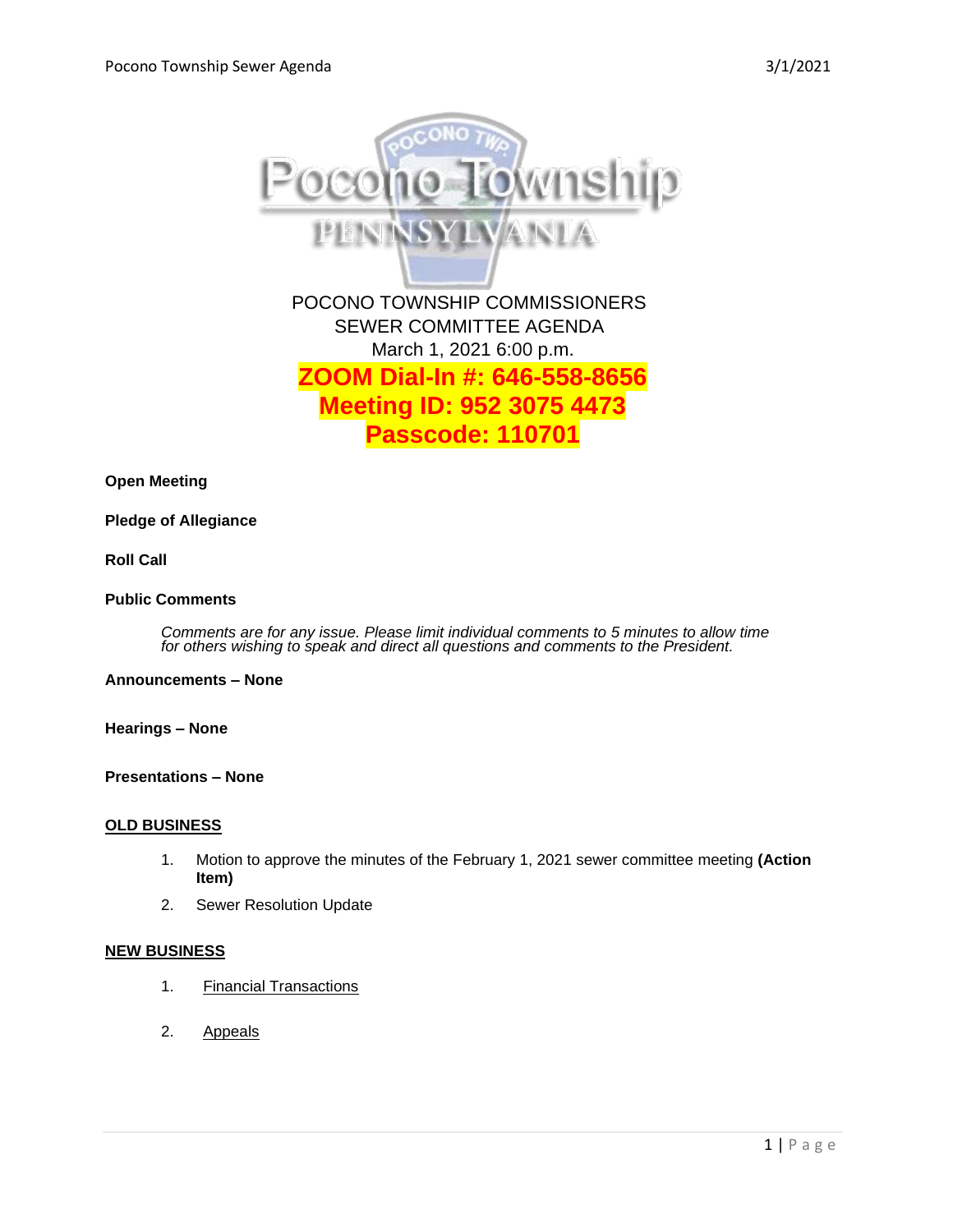# POCONO TOWNSHIP COMMISSIONERS
## SEWER COMMITTEE AGENDA
March 1, 2021 6:00 p.m.

**ZOOM Dial-In #: 646-558-8656**
**Meeting ID: 952 3075 4473**
**Passcode: 110701**

**Open Meeting**

**Pledge of Allegiance**

**Roll Call**

**Public Comments**

*Comments are for any issue. Please limit individual comments to 5 minutes to allow time for others wishing to speak and direct all questions and comments to the President.*

**Announcements – None**

**Hearings – None**

**Presentations – None**

**OLD BUSINESS**

1. Motion to approve the minutes of the February 1, 2021 sewer committee meeting **(Action Item)**
2. Sewer Resolution Update

**NEW BUSINESS**

1. Financial Transactions
2. Appeals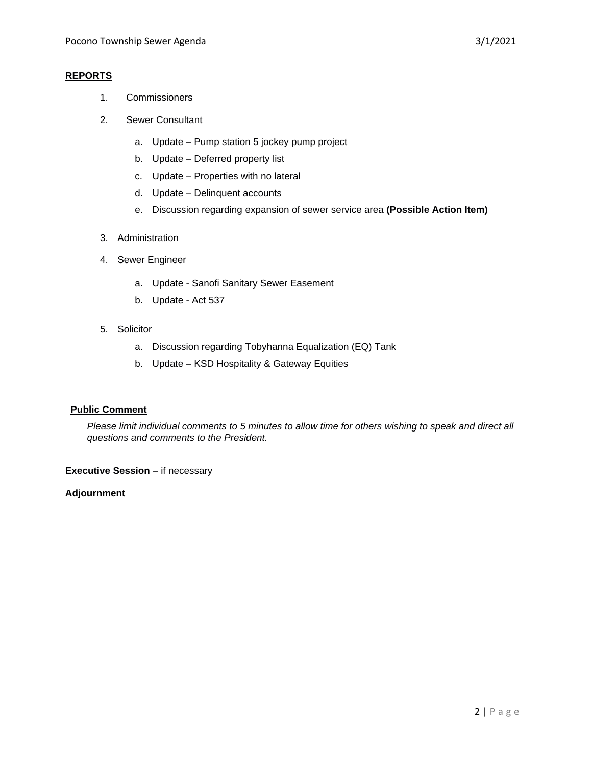## REPORTS

1. Commissioners
2. Sewer Consultant
   a. Update – Pump station 5 jockey pump project
   b. Update – Deferred property list
   c. Update – Properties with no lateral
   d. Update – Delinquent accounts
   e. Discussion regarding expansion of sewer service area **(Possible Action Item)**
3. Administration
4. Sewer Engineer
   a. Update - Sanofi Sanitary Sewer Easement
   b. Update - Act 537
5. Solicitor
   a. Discussion regarding Tobyhanna Equalization (EQ) Tank
   b. Update – KSD Hospitality & Gateway Equities

## Public Comment

*Please limit individual comments to 5 minutes to allow time for others wishing to speak and direct all questions and comments to the President.*

**Executive Session** – if necessary

**Adjournment**